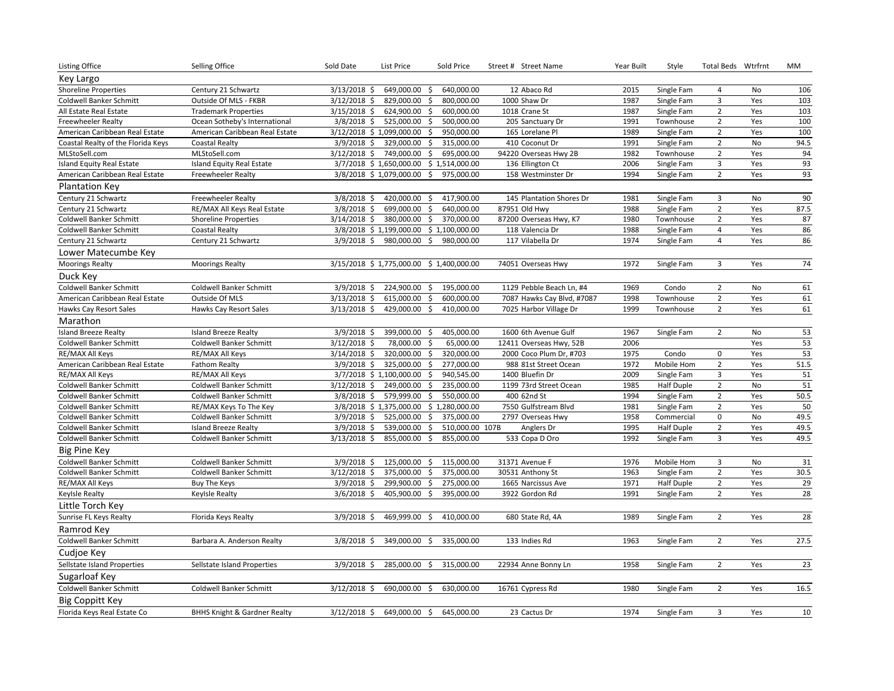| Listing Office | Selling Office | Sold Date | List Price | Sold Price | Street # | Street Name | Year Built | Style | Total Beds | Wtrfrnt | MM |
|---|---|---|---|---|---|---|---|---|---|---|---|
| **Key Largo** | | | | | | | | | | | |
| Shoreline Properties | Century 21 Schwartz | 3/13/2018 | $ 649,000.00 | $ 640,000.00 | 12 | Abaco Rd | 2015 | Single Fam | 4 | No | 106 |
| Coldwell Banker Schmitt | Outside Of MLS - FKBR | 3/12/2018 | $ 829,000.00 | $ 800,000.00 | 1000 | Shaw Dr | 1987 | Single Fam | 3 | Yes | 103 |
| All Estate Real Estate | Trademark Properties | 3/15/2018 | $ 624,900.00 | $ 600,000.00 | 1018 | Crane St | 1987 | Single Fam | 2 | Yes | 103 |
| Freewheeler Realty | Ocean Sotheby's International | 3/8/2018 | $ 525,000.00 | $ 500,000.00 | 205 | Sanctuary Dr | 1991 | Townhouse | 2 | Yes | 100 |
| American Caribbean Real Estate | American Caribbean Real Estate | 3/12/2018 | $ 1,099,000.00 | $ 950,000.00 | 165 | Lorelane Pl | 1989 | Single Fam | 2 | Yes | 100 |
| Coastal Realty of the Florida Keys | Coastal Realty | 3/9/2018 | $ 329,000.00 | $ 315,000.00 | 410 | Coconut Dr | 1991 | Single Fam | 2 | No | 94.5 |
| MLStoSell.com | MLStoSell.com | 3/12/2018 | $ 749,000.00 | $ 695,000.00 | 94220 | Overseas Hwy 2B | 1982 | Townhouse | 2 | Yes | 94 |
| Island Equity Real Estate | Island Equity Real Estate | 3/7/2018 | $ 1,650,000.00 | $ 1,514,000.00 | 136 | Ellington Ct | 2006 | Single Fam | 3 | Yes | 93 |
| American Caribbean Real Estate | Freewheeler Realty | 3/8/2018 | $ 1,079,000.00 | $ 975,000.00 | 158 | Westminster Dr | 1994 | Single Fam | 2 | Yes | 93 |
| **Plantation Key** | | | | | | | | | | | |
| Century 21 Schwartz | Freewheeler Realty | 3/8/2018 | $ 420,000.00 | $ 417,900.00 | 145 | Plantation Shores Dr | 1981 | Single Fam | 3 | No | 90 |
| Century 21 Schwartz | RE/MAX All Keys Real Estate | 3/8/2018 | $ 699,000.00 | $ 640,000.00 | 87951 | Old Hwy | 1988 | Single Fam | 2 | Yes | 87.5 |
| Coldwell Banker Schmitt | Shoreline Properties | 3/14/2018 | $ 380,000.00 | $ 370,000.00 | 87200 | Overseas Hwy, K7 | 1980 | Townhouse | 2 | Yes | 87 |
| Coldwell Banker Schmitt | Coastal Realty | 3/8/2018 | $ 1,199,000.00 | $ 1,100,000.00 | 118 | Valencia Dr | 1988 | Single Fam | 4 | Yes | 86 |
| Century 21 Schwartz | Century 21 Schwartz | 3/9/2018 | $ 980,000.00 | $ 980,000.00 | 117 | Vilabella Dr | 1974 | Single Fam | 4 | Yes | 86 |
| **Lower Matecumbe Key** | | | | | | | | | | | |
| Moorings Realty | Moorings Realty | 3/15/2018 | $ 1,775,000.00 | $ 1,400,000.00 | 74051 | Overseas Hwy | 1972 | Single Fam | 3 | Yes | 74 |
| **Duck Key** | | | | | | | | | | | |
| Coldwell Banker Schmitt | Coldwell Banker Schmitt | 3/9/2018 | $ 224,900.00 | $ 195,000.00 | 1129 | Pebble Beach Ln, #4 | 1969 | Condo | 2 | No | 61 |
| American Caribbean Real Estate | Outside Of MLS | 3/13/2018 | $ 615,000.00 | $ 600,000.00 | 7087 | Hawks Cay Blvd, #7087 | 1998 | Townhouse | 2 | Yes | 61 |
| Hawks Cay Resort Sales | Hawks Cay Resort Sales | 3/13/2018 | $ 429,000.00 | $ 410,000.00 | 7025 | Harbor Village Dr | 1999 | Townhouse | 2 | Yes | 61 |
| **Marathon** | | | | | | | | | | | |
| Island Breeze Realty | Island Breeze Realty | 3/9/2018 | $ 399,000.00 | $ 405,000.00 | 1600 | 6th Avenue Gulf | 1967 | Single Fam | 2 | No | 53 |
| Coldwell Banker Schmitt | Coldwell Banker Schmitt | 3/12/2018 | $ 78,000.00 | $ 65,000.00 | 12411 | Overseas Hwy, 52B | 2006 | | | Yes | 53 |
| RE/MAX All Keys | RE/MAX All Keys | 3/14/2018 | $ 320,000.00 | $ 320,000.00 | 2000 | Coco Plum Dr, #703 | 1975 | Condo | 0 | Yes | 53 |
| American Caribbean Real Estate | Fathom Realty | 3/9/2018 | $ 325,000.00 | $ 277,000.00 | 988 | 81st Street Ocean | 1972 | Mobile Hom | 2 | Yes | 51.5 |
| RE/MAX All Keys | RE/MAX All Keys | 3/7/2018 | $ 1,100,000.00 | $ 940,545.00 | 1400 | Bluefin Dr | 2009 | Single Fam | 3 | Yes | 51 |
| Coldwell Banker Schmitt | Coldwell Banker Schmitt | 3/12/2018 | $ 249,000.00 | $ 235,000.00 | 1199 | 73rd Street Ocean | 1985 | Half Duple | 2 | No | 51 |
| Coldwell Banker Schmitt | Coldwell Banker Schmitt | 3/8/2018 | $ 579,999.00 | $ 550,000.00 | 400 | 62nd St | 1994 | Single Fam | 2 | Yes | 50.5 |
| Coldwell Banker Schmitt | RE/MAX Keys To The Key | 3/8/2018 | $ 1,375,000.00 | $ 1,280,000.00 | 7550 | Gulfstream Blvd | 1981 | Single Fam | 2 | Yes | 50 |
| Coldwell Banker Schmitt | Coldwell Banker Schmitt | 3/9/2018 | $ 525,000.00 | $ 375,000.00 | 2797 | Overseas Hwy | 1958 | Commercial | 0 | No | 49.5 |
| Coldwell Banker Schmitt | Island Breeze Realty | 3/9/2018 | $ 539,000.00 | $ 510,000.00 | 107B | Anglers Dr | 1995 | Half Duple | 2 | Yes | 49.5 |
| Coldwell Banker Schmitt | Coldwell Banker Schmitt | 3/13/2018 | $ 855,000.00 | $ 855,000.00 | 533 | Copa D Oro | 1992 | Single Fam | 3 | Yes | 49.5 |
| **Big Pine Key** | | | | | | | | | | | |
| Coldwell Banker Schmitt | Coldwell Banker Schmitt | 3/9/2018 | $ 125,000.00 | $ 115,000.00 | 31371 | Avenue F | 1976 | Mobile Hom | 3 | No | 31 |
| Coldwell Banker Schmitt | Coldwell Banker Schmitt | 3/12/2018 | $ 375,000.00 | $ 375,000.00 | 30531 | Anthony St | 1963 | Single Fam | 2 | Yes | 30.5 |
| RE/MAX All Keys | Buy The Keys | 3/9/2018 | $ 299,900.00 | $ 275,000.00 | 1665 | Narcissus Ave | 1971 | Half Duple | 2 | Yes | 29 |
| KeyIsle Realty | KeyIsle Realty | 3/6/2018 | $ 405,900.00 | $ 395,000.00 | 3922 | Gordon Rd | 1991 | Single Fam | 2 | Yes | 28 |
| **Little Torch Key** | | | | | | | | | | | |
| Sunrise FL Keys Realty | Florida Keys Realty | 3/9/2018 | $ 469,999.00 | $ 410,000.00 | 680 | State Rd, 4A | 1989 | Single Fam | 2 | Yes | 28 |
| **Ramrod Key** | | | | | | | | | | | |
| Coldwell Banker Schmitt | Barbara A. Anderson Realty | 3/8/2018 | $ 349,000.00 | $ 335,000.00 | 133 | Indies Rd | 1963 | Single Fam | 2 | Yes | 27.5 |
| **Cudjoe Key** | | | | | | | | | | | |
| Sellstate Island Properties | Sellstate Island Properties | 3/9/2018 | $ 285,000.00 | $ 315,000.00 | 22934 | Anne Bonny Ln | 1958 | Single Fam | 2 | Yes | 23 |
| **Sugarloaf Key** | | | | | | | | | | | |
| Coldwell Banker Schmitt | Coldwell Banker Schmitt | 3/12/2018 | $ 690,000.00 | $ 630,000.00 | 16761 | Cypress Rd | 1980 | Single Fam | 2 | Yes | 16.5 |
| **Big Coppitt Key** | | | | | | | | | | | |
| Florida Keys Real Estate Co | BHHS Knight & Gardner Realty | 3/12/2018 | $ 649,000.00 | $ 645,000.00 | 23 | Cactus Dr | 1974 | Single Fam | 3 | Yes | 10 |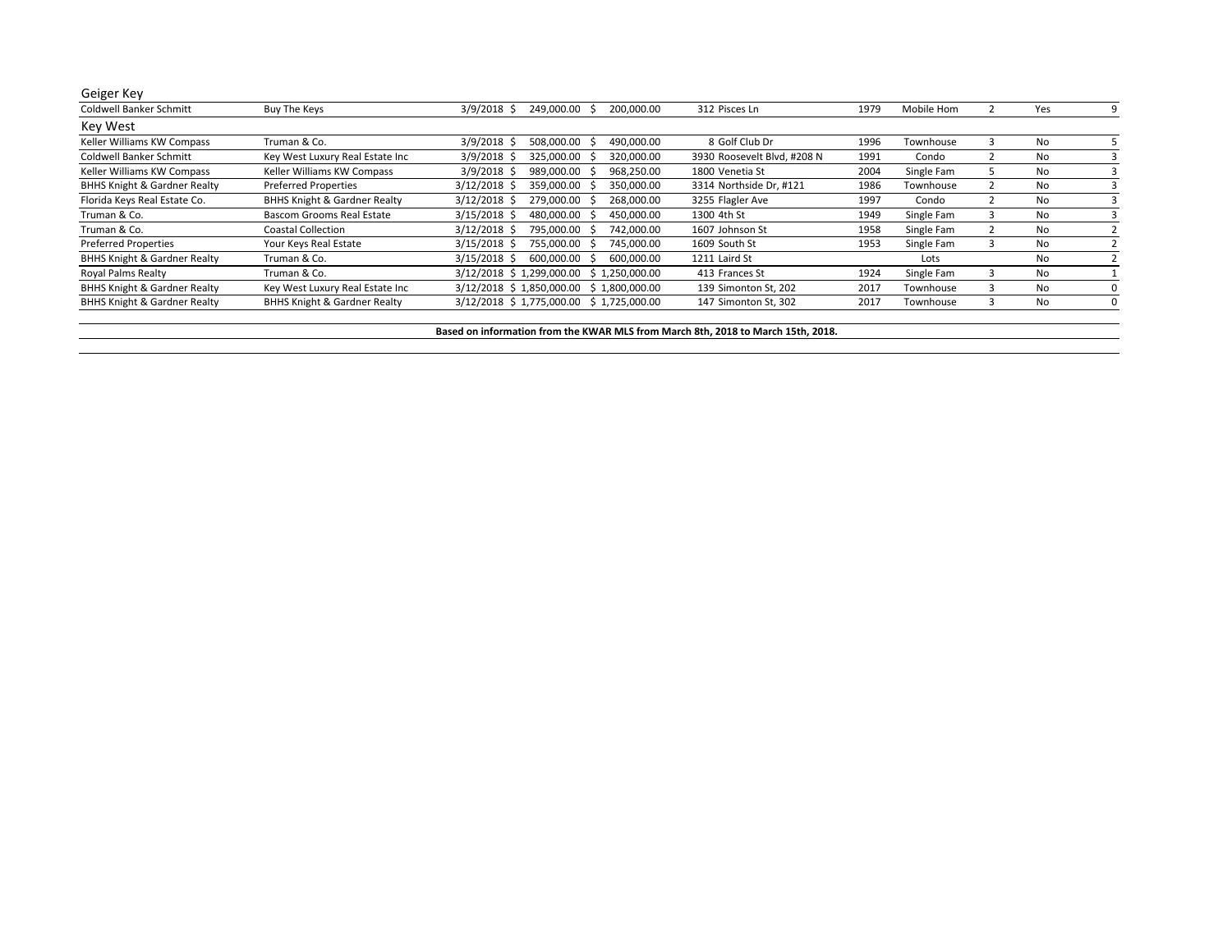| | | | | | | | | | | |
|---|---|---|---|---|---|---|---|---|---|---|
| **Geiger Key** | | | | | | | | | | |
| Coldwell Banker Schmitt | Buy The Keys | 3/9/2018 | $ 249,000.00 | $ 200,000.00 | 312 Pisces Ln | 1979 | Mobile Hom | 2 | Yes | 9 |
| **Key West** | | | | | | | | | | |
| Keller Williams KW Compass | Truman & Co. | 3/9/2018 | $ 508,000.00 | $ 490,000.00 | 8 Golf Club Dr | 1996 | Townhouse | 3 | No | 5 |
| Coldwell Banker Schmitt | Key West Luxury Real Estate Inc | 3/9/2018 | $ 325,000.00 | $ 320,000.00 | 3930 Roosevelt Blvd, #208 N | 1991 | Condo | 2 | No | 3 |
| Keller Williams KW Compass | Keller Williams KW Compass | 3/9/2018 | $ 989,000.00 | $ 968,250.00 | 1800 Venetia St | 2004 | Single Fam | 5 | No | 3 |
| BHHS Knight & Gardner Realty | Preferred Properties | 3/12/2018 | $ 359,000.00 | $ 350,000.00 | 3314 Northside Dr, #121 | 1986 | Townhouse | 2 | No | 3 |
| Florida Keys Real Estate Co. | BHHS Knight & Gardner Realty | 3/12/2018 | $ 279,000.00 | $ 268,000.00 | 3255 Flagler Ave | 1997 | Condo | 2 | No | 3 |
| Truman & Co. | Bascom Grooms Real Estate | 3/15/2018 | $ 480,000.00 | $ 450,000.00 | 1300 4th St | 1949 | Single Fam | 3 | No | 3 |
| Truman & Co. | Coastal Collection | 3/12/2018 | $ 795,000.00 | $ 742,000.00 | 1607 Johnson St | 1958 | Single Fam | 2 | No | 2 |
| Preferred Properties | Your Keys Real Estate | 3/15/2018 | $ 755,000.00 | $ 745,000.00 | 1609 South St | 1953 | Single Fam | 3 | No | 2 |
| BHHS Knight & Gardner Realty | Truman & Co. | 3/15/2018 | $ 600,000.00 | $ 600,000.00 | 1211 Laird St | | Lots | | No | 2 |
| Royal Palms Realty | Truman & Co. | 3/12/2018 | $ 1,299,000.00 | $ 1,250,000.00 | 413 Frances St | 1924 | Single Fam | 3 | No | 1 |
| BHHS Knight & Gardner Realty | Key West Luxury Real Estate Inc | 3/12/2018 | $ 1,850,000.00 | $ 1,800,000.00 | 139 Simonton St, 202 | 2017 | Townhouse | 3 | No | 0 |
| BHHS Knight & Gardner Realty | BHHS Knight & Gardner Realty | 3/12/2018 | $ 1,775,000.00 | $ 1,725,000.00 | 147 Simonton St, 302 | 2017 | Townhouse | 3 | No | 0 |

**Based on information from the KWAR MLS from March 8th, 2018 to March 15th, 2018.**